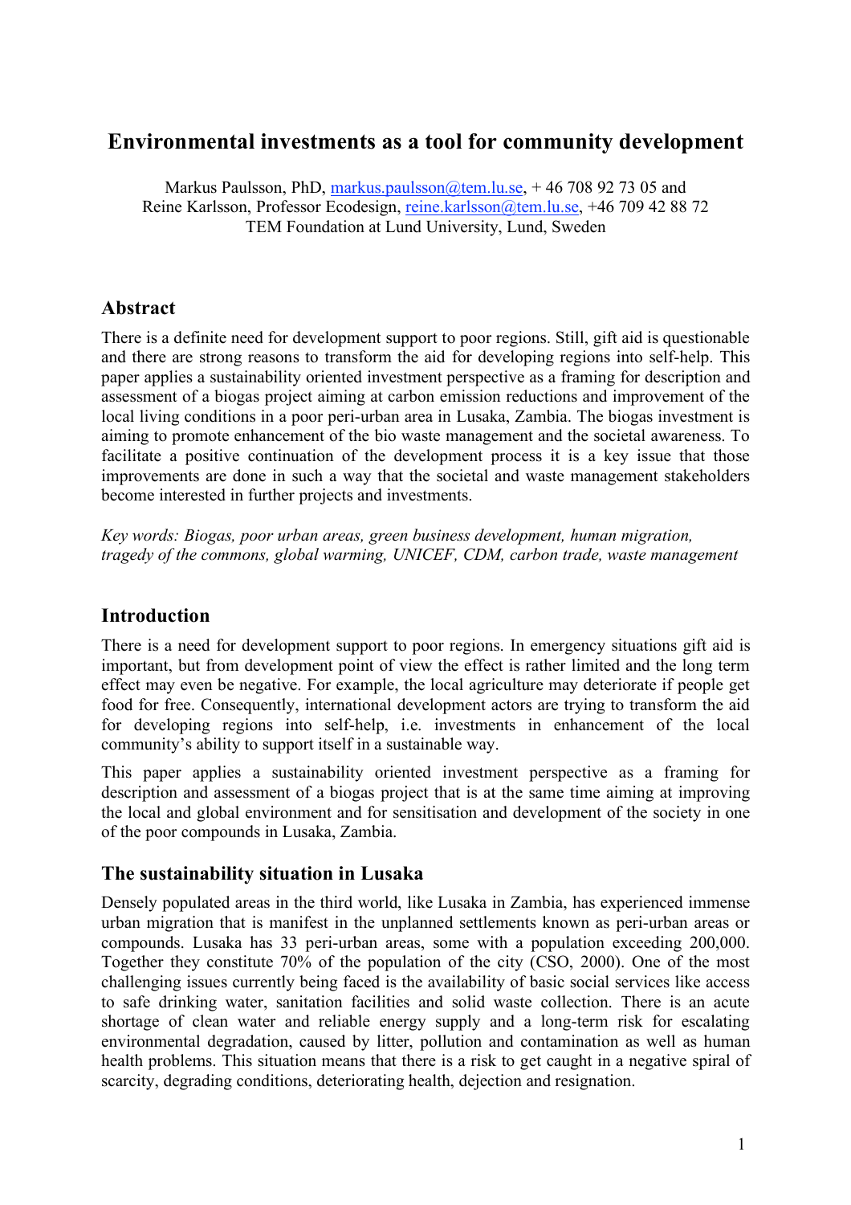# Environmental investments as a tool for community development

Markus Paulsson, PhD, markus.paulsson@tem.lu.se, + 46 708 92 73 05 and
Reine Karlsson, Professor Ecodesign, reine.karlsson@tem.lu.se, +46 709 42 88 72
TEM Foundation at Lund University, Lund, Sweden

## Abstract

There is a definite need for development support to poor regions. Still, gift aid is questionable and there are strong reasons to transform the aid for developing regions into self-help. This paper applies a sustainability oriented investment perspective as a framing for description and assessment of a biogas project aiming at carbon emission reductions and improvement of the local living conditions in a poor peri-urban area in Lusaka, Zambia. The biogas investment is aiming to promote enhancement of the bio waste management and the societal awareness. To facilitate a positive continuation of the development process it is a key issue that those improvements are done in such a way that the societal and waste management stakeholders become interested in further projects and investments.

*Key words: Biogas, poor urban areas, green business development, human migration, tragedy of the commons, global warming, UNICEF, CDM, carbon trade, waste management*

## Introduction

There is a need for development support to poor regions. In emergency situations gift aid is important, but from development point of view the effect is rather limited and the long term effect may even be negative. For example, the local agriculture may deteriorate if people get food for free. Consequently, international development actors are trying to transform the aid for developing regions into self-help, i.e. investments in enhancement of the local community's ability to support itself in a sustainable way.

This paper applies a sustainability oriented investment perspective as a framing for description and assessment of a biogas project that is at the same time aiming at improving the local and global environment and for sensitisation and development of the society in one of the poor compounds in Lusaka, Zambia.

### The sustainability situation in Lusaka

Densely populated areas in the third world, like Lusaka in Zambia, has experienced immense urban migration that is manifest in the unplanned settlements known as peri-urban areas or compounds. Lusaka has 33 peri-urban areas, some with a population exceeding 200,000. Together they constitute 70% of the population of the city (CSO, 2000). One of the most challenging issues currently being faced is the availability of basic social services like access to safe drinking water, sanitation facilities and solid waste collection. There is an acute shortage of clean water and reliable energy supply and a long-term risk for escalating environmental degradation, caused by litter, pollution and contamination as well as human health problems. This situation means that there is a risk to get caught in a negative spiral of scarcity, degrading conditions, deteriorating health, dejection and resignation.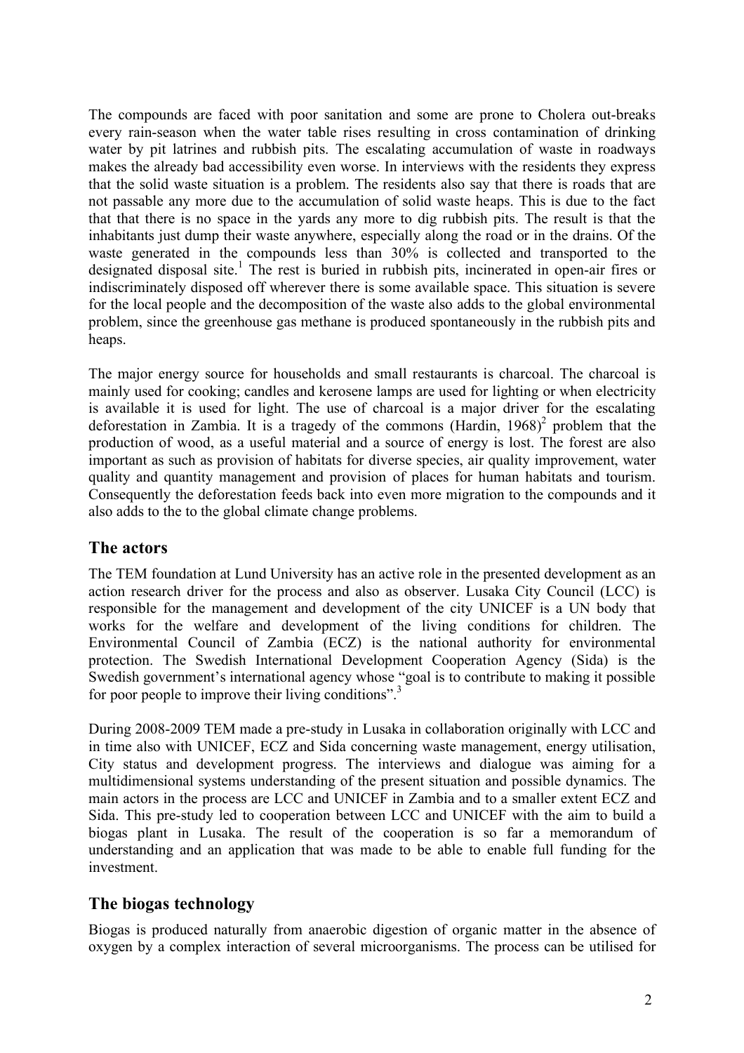The compounds are faced with poor sanitation and some are prone to Cholera out-breaks every rain-season when the water table rises resulting in cross contamination of drinking water by pit latrines and rubbish pits. The escalating accumulation of waste in roadways makes the already bad accessibility even worse. In interviews with the residents they express that the solid waste situation is a problem. The residents also say that there is roads that are not passable any more due to the accumulation of solid waste heaps. This is due to the fact that that there is no space in the yards any more to dig rubbish pits. The result is that the inhabitants just dump their waste anywhere, especially along the road or in the drains. Of the waste generated in the compounds less than 30% is collected and transported to the designated disposal site.[1] The rest is buried in rubbish pits, incinerated in open-air fires or indiscriminately disposed off wherever there is some available space. This situation is severe for the local people and the decomposition of the waste also adds to the global environmental problem, since the greenhouse gas methane is produced spontaneously in the rubbish pits and heaps.

The major energy source for households and small restaurants is charcoal. The charcoal is mainly used for cooking; candles and kerosene lamps are used for lighting or when electricity is available it is used for light. The use of charcoal is a major driver for the escalating deforestation in Zambia. It is a tragedy of the commons (Hardin, 1968)[2] problem that the production of wood, as a useful material and a source of energy is lost. The forest are also important as such as provision of habitats for diverse species, air quality improvement, water quality and quantity management and provision of places for human habitats and tourism. Consequently the deforestation feeds back into even more migration to the compounds and it also adds to the to the global climate change problems.

## The actors

The TEM foundation at Lund University has an active role in the presented development as an action research driver for the process and also as observer. Lusaka City Council (LCC) is responsible for the management and development of the city UNICEF is a UN body that works for the welfare and development of the living conditions for children. The Environmental Council of Zambia (ECZ) is the national authority for environmental protection. The Swedish International Development Cooperation Agency (Sida) is the Swedish government's international agency whose "goal is to contribute to making it possible for poor people to improve their living conditions".[3]

During 2008-2009 TEM made a pre-study in Lusaka in collaboration originally with LCC and in time also with UNICEF, ECZ and Sida concerning waste management, energy utilisation, City status and development progress. The interviews and dialogue was aiming for a multidimensional systems understanding of the present situation and possible dynamics. The main actors in the process are LCC and UNICEF in Zambia and to a smaller extent ECZ and Sida. This pre-study led to cooperation between LCC and UNICEF with the aim to build a biogas plant in Lusaka. The result of the cooperation is so far a memorandum of understanding and an application that was made to be able to enable full funding for the investment.

## The biogas technology

Biogas is produced naturally from anaerobic digestion of organic matter in the absence of oxygen by a complex interaction of several microorganisms. The process can be utilised for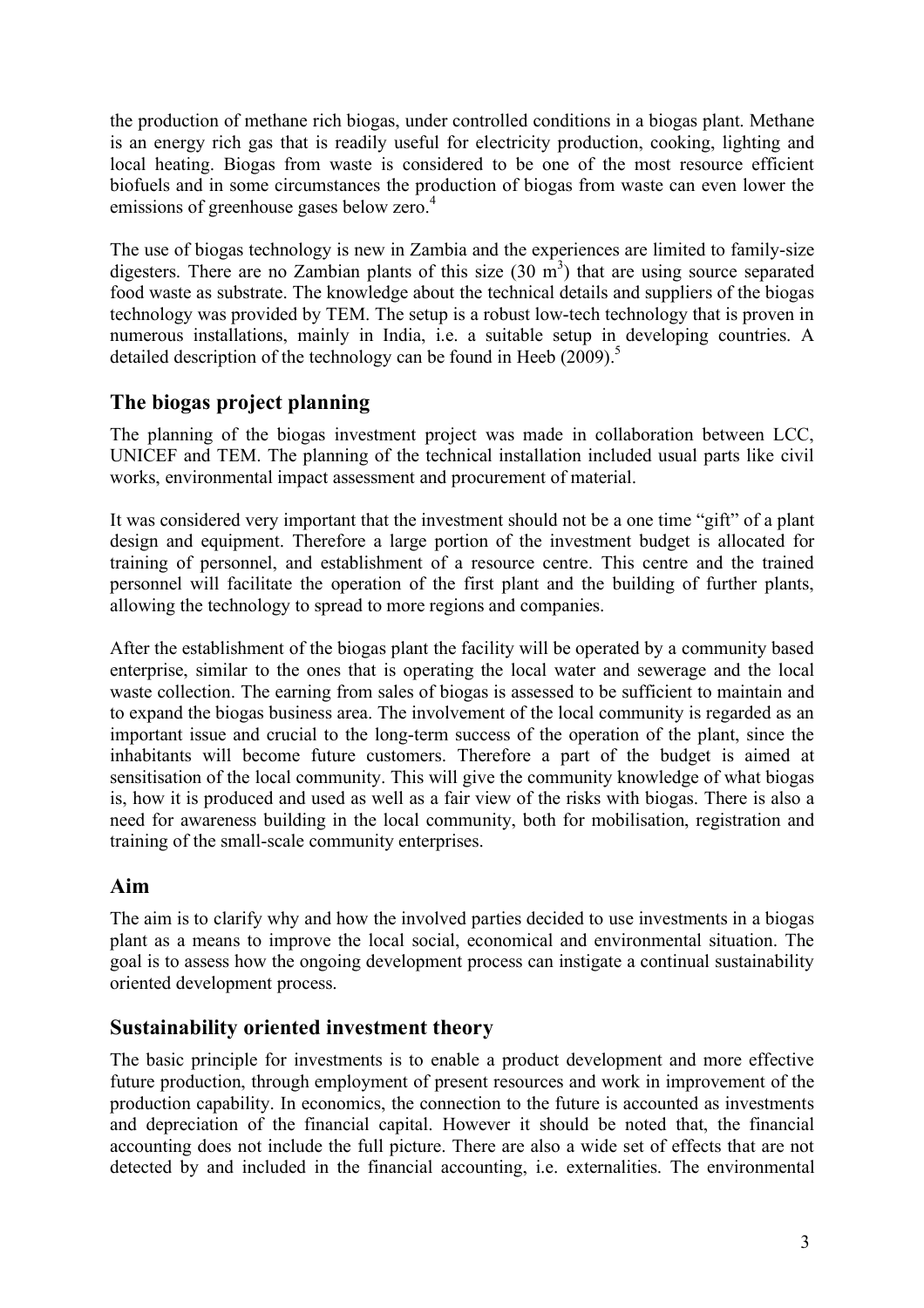the production of methane rich biogas, under controlled conditions in a biogas plant. Methane is an energy rich gas that is readily useful for electricity production, cooking, lighting and local heating. Biogas from waste is considered to be one of the most resource efficient biofuels and in some circumstances the production of biogas from waste can even lower the emissions of greenhouse gases below zero.[4]

The use of biogas technology is new in Zambia and the experiences are limited to family-size digesters. There are no Zambian plants of this size (30 $m^3$) that are using source separated food waste as substrate. The knowledge about the technical details and suppliers of the biogas technology was provided by TEM. The setup is a robust low-tech technology that is proven in numerous installations, mainly in India, i.e. a suitable setup in developing countries. A detailed description of the technology can be found in Heeb (2009).[5]

## The biogas project planning

The planning of the biogas investment project was made in collaboration between LCC, UNICEF and TEM. The planning of the technical installation included usual parts like civil works, environmental impact assessment and procurement of material.

It was considered very important that the investment should not be a one time "gift" of a plant design and equipment. Therefore a large portion of the investment budget is allocated for training of personnel, and establishment of a resource centre. This centre and the trained personnel will facilitate the operation of the first plant and the building of further plants, allowing the technology to spread to more regions and companies.

After the establishment of the biogas plant the facility will be operated by a community based enterprise, similar to the ones that is operating the local water and sewerage and the local waste collection. The earning from sales of biogas is assessed to be sufficient to maintain and to expand the biogas business area. The involvement of the local community is regarded as an important issue and crucial to the long-term success of the operation of the plant, since the inhabitants will become future customers. Therefore a part of the budget is aimed at sensitisation of the local community. This will give the community knowledge of what biogas is, how it is produced and used as well as a fair view of the risks with biogas. There is also a need for awareness building in the local community, both for mobilisation, registration and training of the small-scale community enterprises.

## Aim

The aim is to clarify why and how the involved parties decided to use investments in a biogas plant as a means to improve the local social, economical and environmental situation. The goal is to assess how the ongoing development process can instigate a continual sustainability oriented development process.

## Sustainability oriented investment theory

The basic principle for investments is to enable a product development and more effective future production, through employment of present resources and work in improvement of the production capability. In economics, the connection to the future is accounted as investments and depreciation of the financial capital. However it should be noted that, the financial accounting does not include the full picture. There are also a wide set of effects that are not detected by and included in the financial accounting, i.e. externalities. The environmental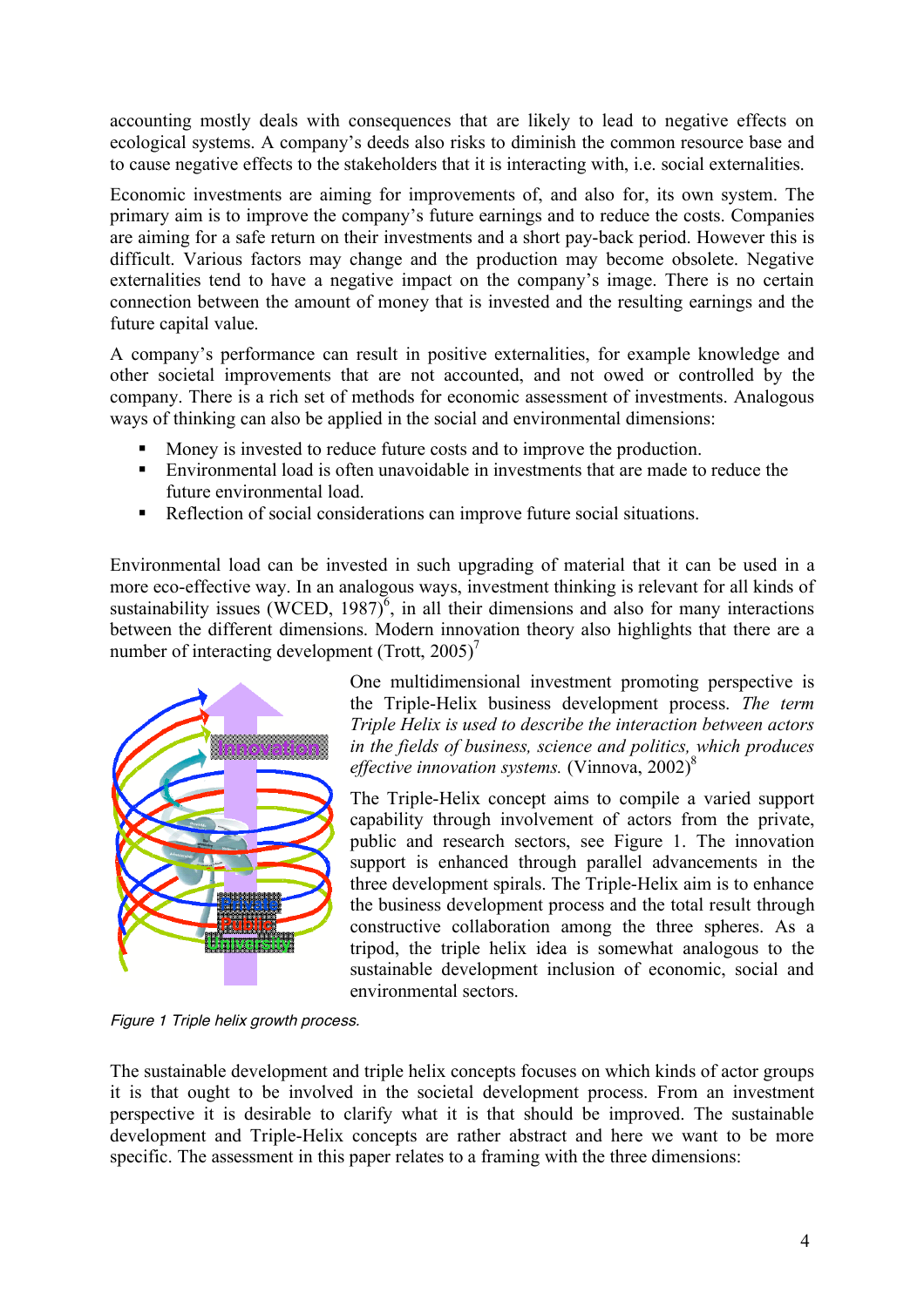accounting mostly deals with consequences that are likely to lead to negative effects on ecological systems. A company's deeds also risks to diminish the common resource base and to cause negative effects to the stakeholders that it is interacting with, i.e. social externalities.

Economic investments are aiming for improvements of, and also for, its own system. The primary aim is to improve the company's future earnings and to reduce the costs. Companies are aiming for a safe return on their investments and a short pay-back period. However this is difficult. Various factors may change and the production may become obsolete. Negative externalities tend to have a negative impact on the company's image. There is no certain connection between the amount of money that is invested and the resulting earnings and the future capital value.

A company's performance can result in positive externalities, for example knowledge and other societal improvements that are not accounted, and not owed or controlled by the company. There is a rich set of methods for economic assessment of investments. Analogous ways of thinking can also be applied in the social and environmental dimensions:

- Money is invested to reduce future costs and to improve the production.
- Environmental load is often unavoidable in investments that are made to reduce the future environmental load.
- Reflection of social considerations can improve future social situations.

Environmental load can be invested in such upgrading of material that it can be used in a more eco-effective way. In an analogous ways, investment thinking is relevant for all kinds of sustainability issues (WCED, 1987)[6], in all their dimensions and also for many interactions between the different dimensions. Modern innovation theory also highlights that there are a number of interacting development (Trott, 2005)[7]

One multidimensional investment promoting perspective is the Triple-Helix business development process. *The term Triple Helix is used to describe the interaction between actors in the fields of business, science and politics, which produces effective innovation systems.* (Vinnova, 2002)[8]

The Triple-Helix concept aims to compile a varied support capability through involvement of actors from the private, public and research sectors, see Figure 1. The innovation support is enhanced through parallel advancements in the three development spirals. The Triple-Helix aim is to enhance the business development process and the total result through constructive collaboration among the three spheres. As a tripod, the triple helix idea is somewhat analogous to the sustainable development inclusion of economic, social and environmental sectors.

*Figure 1 Triple helix growth process.*

The sustainable development and triple helix concepts focuses on which kinds of actor groups it is that ought to be involved in the societal development process. From an investment perspective it is desirable to clarify what it is that should be improved. The sustainable development and Triple-Helix concepts are rather abstract and here we want to be more specific. The assessment in this paper relates to a framing with the three dimensions: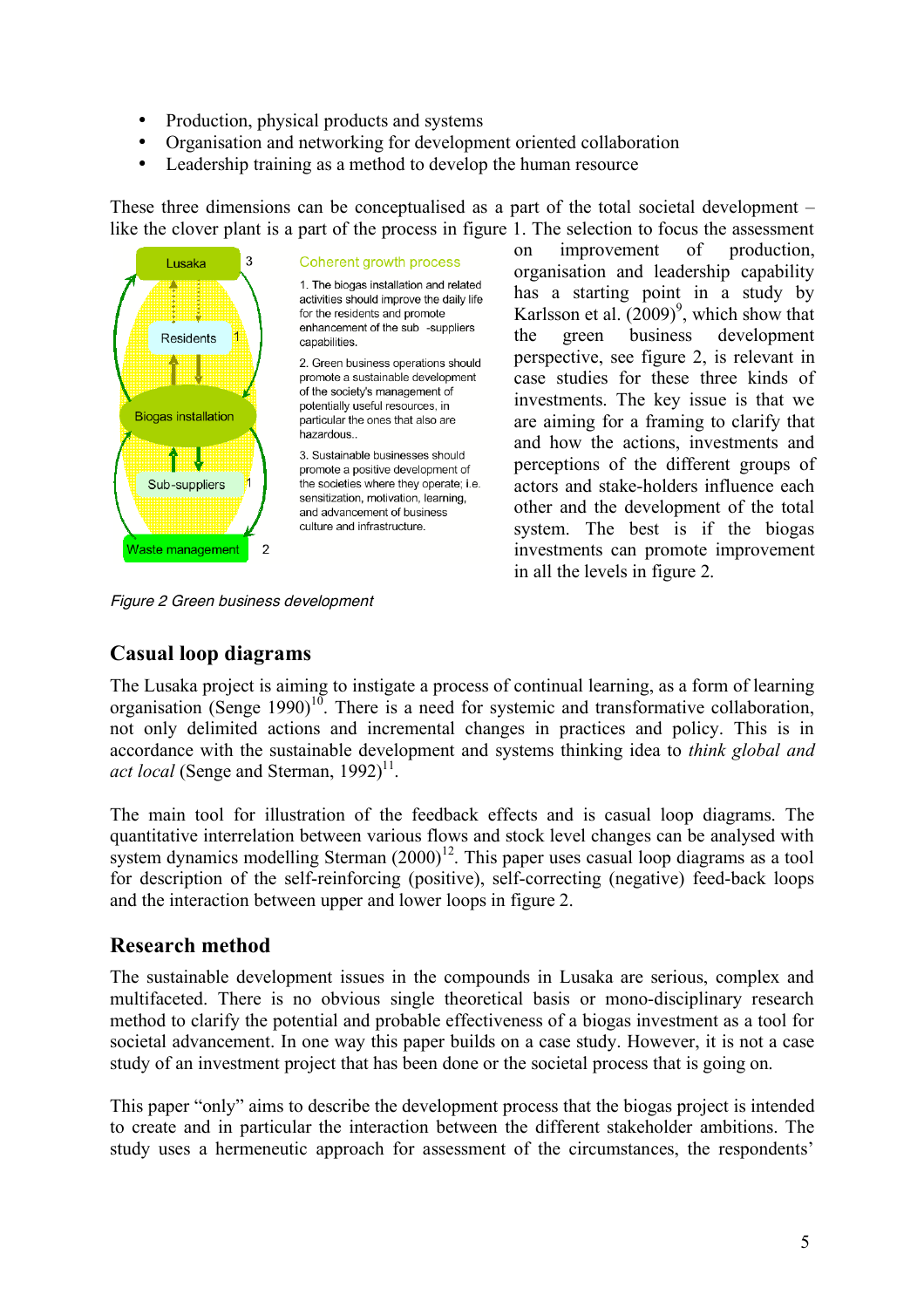- Production, physical products and systems
- Organisation and networking for development oriented collaboration
- Leadership training as a method to develop the human resource

These three dimensions can be conceptualised as a part of the total societal development – like the clover plant is a part of the process in figure 1. The selection to focus the assessment on improvement of production, organisation and leadership capability has a starting point in a study by Karlsson et al. (2009)[9], which show that the green business development perspective, see figure 2, is relevant in case studies for these three kinds of investments. The key issue is that we are aiming for a framing to clarify that and how the actions, investments and perceptions of the different groups of actors and stake-holders influence each other and the development of the total system. The best is if the biogas investments can promote improvement in all the levels in figure 2.

Lusaka 3

Residents 1

Biogas installation

Sub-suppliers 1

Waste management 2

Coherent growth process

1. The biogas installation and related activities should improve the daily life for the residents and promote enhancement of the sub -suppliers capabilities.

2. Green business operations should promote a sustainable development of the society's management of potentially useful resources, in particular the ones that also are hazardous..

3. Sustainable businesses should promote a positive development of the societies where they operate; i.e. sensitization, motivation, learning, and advancement of business culture and infrastructure.

*Figure 2 Green business development*

## Casual loop diagrams

The Lusaka project is aiming to instigate a process of continual learning, as a form of learning organisation (Senge 1990)[10]. There is a need for systemic and transformative collaboration, not only delimited actions and incremental changes in practices and policy. This is in accordance with the sustainable development and systems thinking idea to *think global and act local* (Senge and Sterman, 1992)[11].

The main tool for illustration of the feedback effects and is casual loop diagrams. The quantitative interrelation between various flows and stock level changes can be analysed with system dynamics modelling Sterman (2000)[12]. This paper uses casual loop diagrams as a tool for description of the self-reinforcing (positive), self-correcting (negative) feed-back loops and the interaction between upper and lower loops in figure 2.

## Research method

The sustainable development issues in the compounds in Lusaka are serious, complex and multifaceted. There is no obvious single theoretical basis or mono-disciplinary research method to clarify the potential and probable effectiveness of a biogas investment as a tool for societal advancement. In one way this paper builds on a case study. However, it is not a case study of an investment project that has been done or the societal process that is going on.

This paper "only" aims to describe the development process that the biogas project is intended to create and in particular the interaction between the different stakeholder ambitions. The study uses a hermeneutic approach for assessment of the circumstances, the respondents'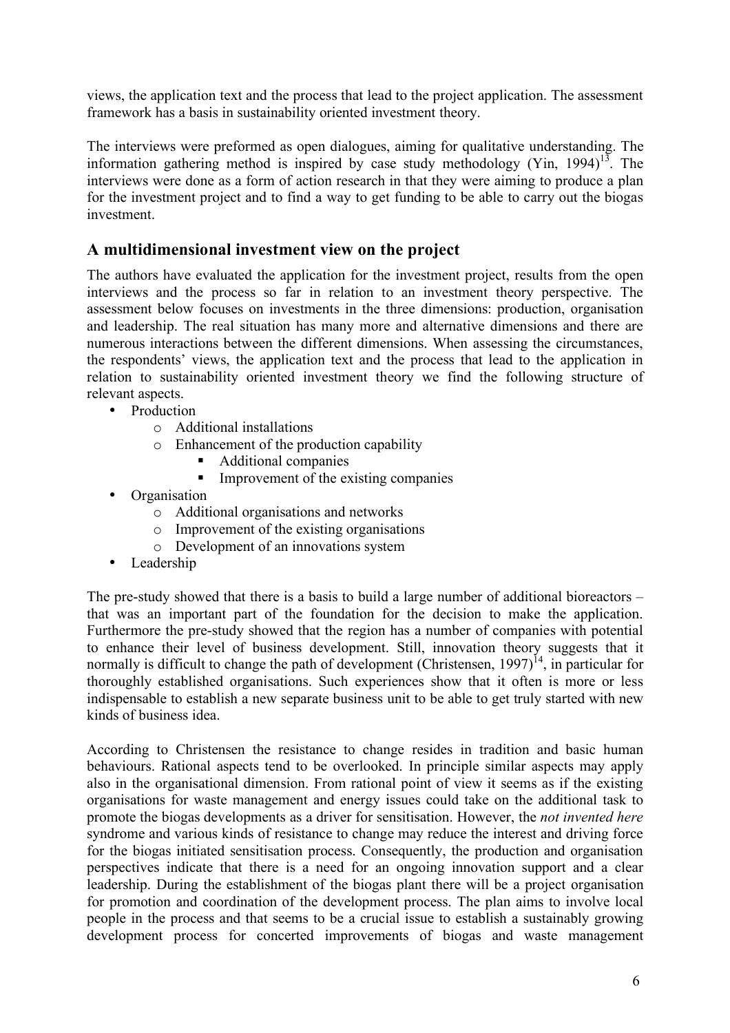views, the application text and the process that lead to the project application. The assessment framework has a basis in sustainability oriented investment theory.

The interviews were preformed as open dialogues, aiming for qualitative understanding. The information gathering method is inspired by case study methodology (Yin, 1994)[13]. The interviews were done as a form of action research in that they were aiming to produce a plan for the investment project and to find a way to get funding to be able to carry out the biogas investment.

## A multidimensional investment view on the project

The authors have evaluated the application for the investment project, results from the open interviews and the process so far in relation to an investment theory perspective. The assessment below focuses on investments in the three dimensions: production, organisation and leadership. The real situation has many more and alternative dimensions and there are numerous interactions between the different dimensions. When assessing the circumstances, the respondents' views, the application text and the process that lead to the application in relation to sustainability oriented investment theory we find the following structure of relevant aspects.

- Production
  - Additional installations
  - Enhancement of the production capability
    - Additional companies
    - Improvement of the existing companies
- Organisation
  - Additional organisations and networks
  - Improvement of the existing organisations
  - Development of an innovations system
- Leadership

The pre-study showed that there is a basis to build a large number of additional bioreactors – that was an important part of the foundation for the decision to make the application. Furthermore the pre-study showed that the region has a number of companies with potential to enhance their level of business development. Still, innovation theory suggests that it normally is difficult to change the path of development (Christensen, 1997)[14], in particular for thoroughly established organisations. Such experiences show that it often is more or less indispensable to establish a new separate business unit to be able to get truly started with new kinds of business idea.

According to Christensen the resistance to change resides in tradition and basic human behaviours. Rational aspects tend to be overlooked. In principle similar aspects may apply also in the organisational dimension. From rational point of view it seems as if the existing organisations for waste management and energy issues could take on the additional task to promote the biogas developments as a driver for sensitisation. However, the *not invented here* syndrome and various kinds of resistance to change may reduce the interest and driving force for the biogas initiated sensitisation process. Consequently, the production and organisation perspectives indicate that there is a need for an ongoing innovation support and a clear leadership. During the establishment of the biogas plant there will be a project organisation for promotion and coordination of the development process. The plan aims to involve local people in the process and that seems to be a crucial issue to establish a sustainably growing development process for concerted improvements of biogas and waste management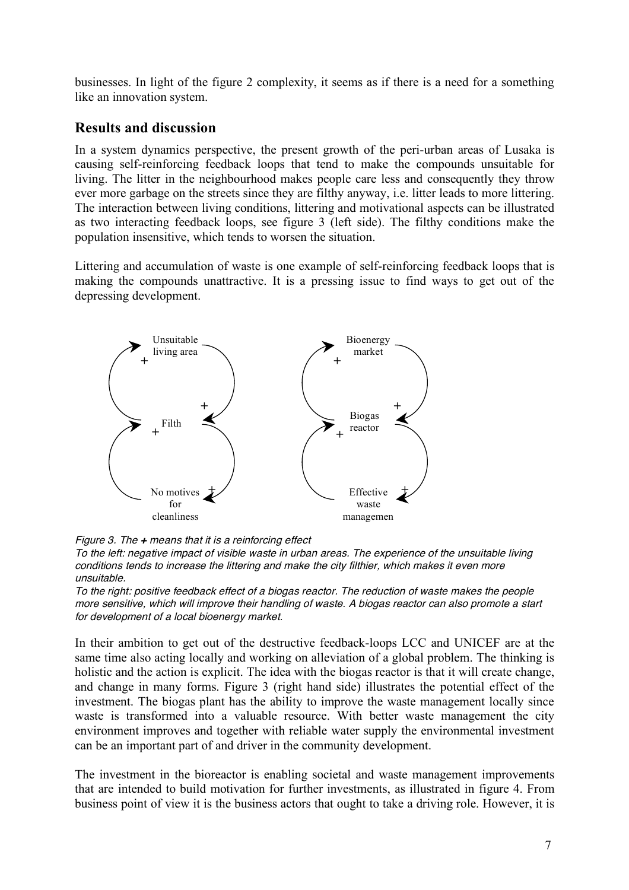businesses. In light of the figure 2 complexity, it seems as if there is a need for a something like an innovation system.

## Results and discussion

In a system dynamics perspective, the present growth of the peri-urban areas of Lusaka is causing self-reinforcing feedback loops that tend to make the compounds unsuitable for living. The litter in the neighbourhood makes people care less and consequently they throw ever more garbage on the streets since they are filthy anyway, i.e. litter leads to more littering. The interaction between living conditions, littering and motivational aspects can be illustrated as two interacting feedback loops, see figure 3 (left side). The filthy conditions make the population insensitive, which tends to worsen the situation.

Littering and accumulation of waste is one example of self-reinforcing feedback loops that is making the compounds unattractive. It is a pressing issue to find ways to get out of the depressing development.

Unsuitable living area — Filth — No motives for cleanliness

Bioenergy market — Biogas reactor — Effective waste managemen

*Figure 3. The **+** means that it is a reinforcing effect*
*To the left: negative impact of visible waste in urban areas. The experience of the unsuitable living conditions tends to increase the littering and make the city filthier, which makes it even more unsuitable.*
*To the right: positive feedback effect of a biogas reactor. The reduction of waste makes the people more sensitive, which will improve their handling of waste. A biogas reactor can also promote a start for development of a local bioenergy market.*

In their ambition to get out of the destructive feedback-loops LCC and UNICEF are at the same time also acting locally and working on alleviation of a global problem. The thinking is holistic and the action is explicit. The idea with the biogas reactor is that it will create change, and change in many forms. Figure 3 (right hand side) illustrates the potential effect of the investment. The biogas plant has the ability to improve the waste management locally since waste is transformed into a valuable resource. With better waste management the city environment improves and together with reliable water supply the environmental investment can be an important part of and driver in the community development.

The investment in the bioreactor is enabling societal and waste management improvements that are intended to build motivation for further investments, as illustrated in figure 4. From business point of view it is the business actors that ought to take a driving role. However, it is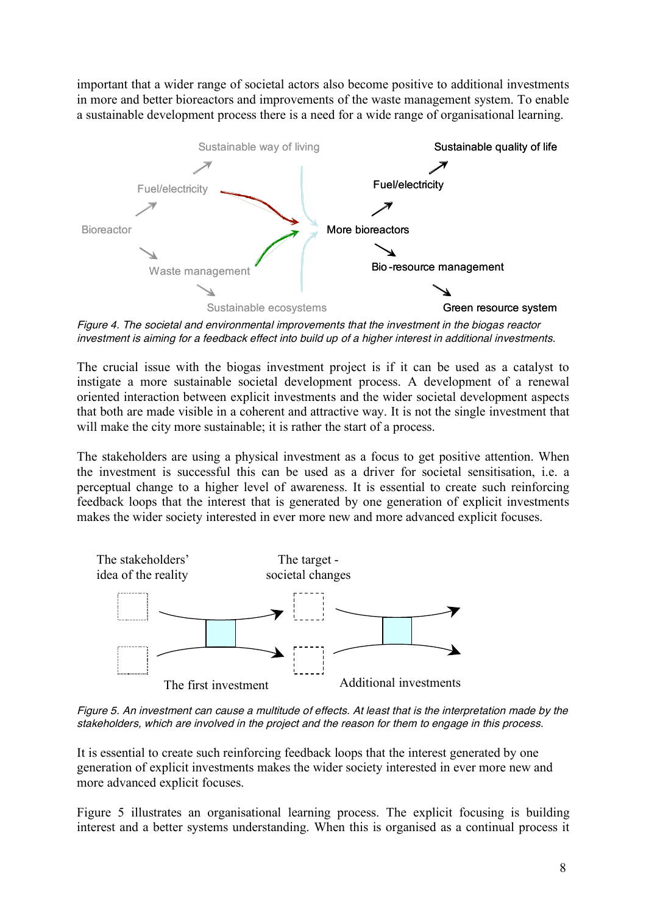important that a wider range of societal actors also become positive to additional investments in more and better bioreactors and improvements of the waste management system. To enable a sustainable development process there is a need for a wide range of organisational learning.

*Figure 4. The societal and environmental improvements that the investment in the biogas reactor investment is aiming for a feedback effect into build up of a higher interest in additional investments.*

The crucial issue with the biogas investment project is if it can be used as a catalyst to instigate a more sustainable societal development process. A development of a renewal oriented interaction between explicit investments and the wider societal development aspects that both are made visible in a coherent and attractive way. It is not the single investment that will make the city more sustainable; it is rather the start of a process.

The stakeholders are using a physical investment as a focus to get positive attention. When the investment is successful this can be used as a driver for societal sensitisation, i.e. a perceptual change to a higher level of awareness. It is essential to create such reinforcing feedback loops that the interest that is generated by one generation of explicit investments makes the wider society interested in ever more new and more advanced explicit focuses.

*Figure 5. An investment can cause a multitude of effects. At least that is the interpretation made by the stakeholders, which are involved in the project and the reason for them to engage in this process.*

It is essential to create such reinforcing feedback loops that the interest generated by one generation of explicit investments makes the wider society interested in ever more new and more advanced explicit focuses.

Figure 5 illustrates an organisational learning process. The explicit focusing is building interest and a better systems understanding. When this is organised as a continual process it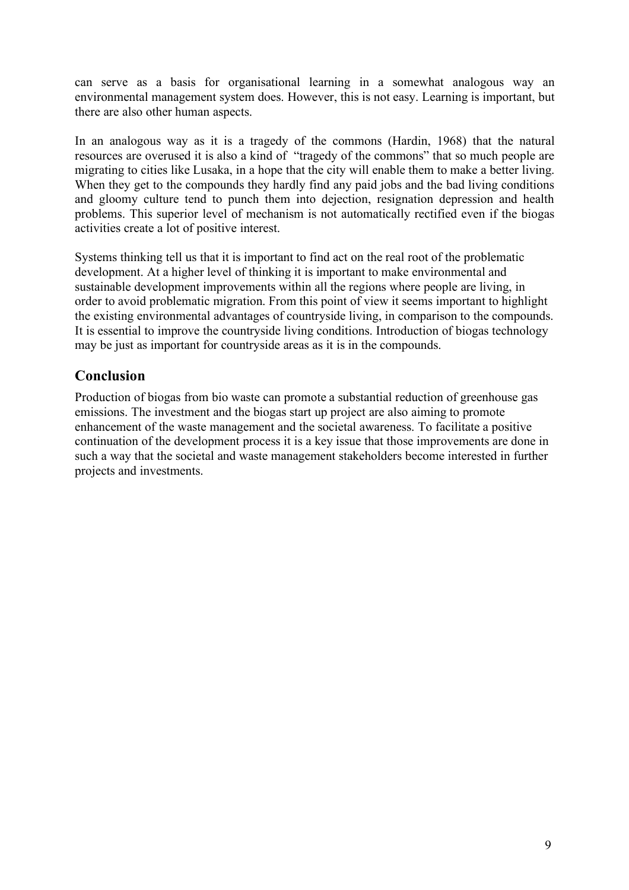can serve as a basis for organisational learning in a somewhat analogous way an environmental management system does. However, this is not easy. Learning is important, but there are also other human aspects.

In an analogous way as it is a tragedy of the commons (Hardin, 1968) that the natural resources are overused it is also a kind of "tragedy of the commons" that so much people are migrating to cities like Lusaka, in a hope that the city will enable them to make a better living. When they get to the compounds they hardly find any paid jobs and the bad living conditions and gloomy culture tend to punch them into dejection, resignation depression and health problems. This superior level of mechanism is not automatically rectified even if the biogas activities create a lot of positive interest.

Systems thinking tell us that it is important to find act on the real root of the problematic development. At a higher level of thinking it is important to make environmental and sustainable development improvements within all the regions where people are living, in order to avoid problematic migration. From this point of view it seems important to highlight the existing environmental advantages of countryside living, in comparison to the compounds. It is essential to improve the countryside living conditions. Introduction of biogas technology may be just as important for countryside areas as it is in the compounds.

## Conclusion

Production of biogas from bio waste can promote a substantial reduction of greenhouse gas emissions. The investment and the biogas start up project are also aiming to promote enhancement of the waste management and the societal awareness. To facilitate a positive continuation of the development process it is a key issue that those improvements are done in such a way that the societal and waste management stakeholders become interested in further projects and investments.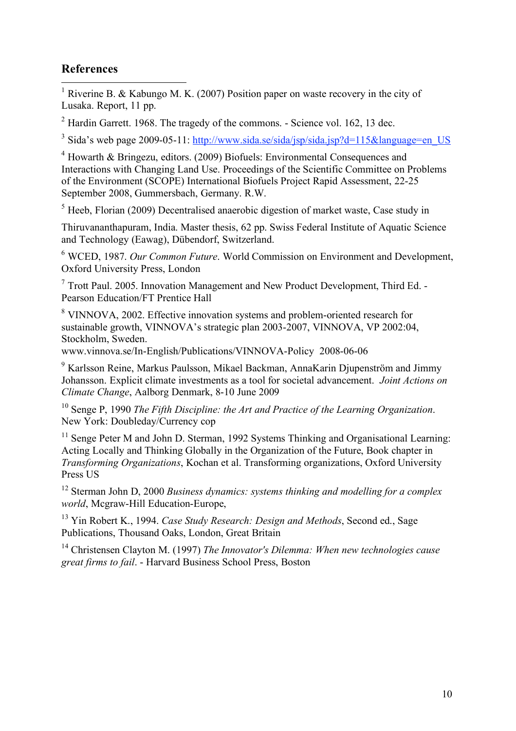## References

[1] Riverine B. & Kabungo M. K. (2007) Position paper on waste recovery in the city of Lusaka. Report, 11 pp.

[2] Hardin Garrett. 1968. The tragedy of the commons. - Science vol. 162, 13 dec.

[3] Sida's web page 2009-05-11: http://www.sida.se/sida/jsp/sida.jsp?d=115&language=en_US

[4] Howarth & Bringezu, editors. (2009) Biofuels: Environmental Consequences and Interactions with Changing Land Use. Proceedings of the Scientific Committee on Problems of the Environment (SCOPE) International Biofuels Project Rapid Assessment, 22-25 September 2008, Gummersbach, Germany. R.W.

[5] Heeb, Florian (2009) Decentralised anaerobic digestion of market waste, Case study in

Thiruvananthapuram, India. Master thesis, 62 pp. Swiss Federal Institute of Aquatic Science and Technology (Eawag), Dübendorf, Switzerland.

[6] WCED, 1987. *Our Common Future*. World Commission on Environment and Development, Oxford University Press, London

[7] Trott Paul. 2005. Innovation Management and New Product Development, Third Ed. - Pearson Education/FT Prentice Hall

[8] VINNOVA, 2002. Effective innovation systems and problem-oriented research for sustainable growth, VINNOVA's strategic plan 2003-2007, VINNOVA, VP 2002:04, Stockholm, Sweden.
www.vinnova.se/In-English/Publications/VINNOVA-Policy 2008-06-06

[9] Karlsson Reine, Markus Paulsson, Mikael Backman, AnnaKarin Djupenström and Jimmy Johansson. Explicit climate investments as a tool for societal advancement. *Joint Actions on Climate Change*, Aalborg Denmark, 8-10 June 2009

[10] Senge P, 1990 *The Fifth Discipline: the Art and Practice of the Learning Organization*. New York: Doubleday/Currency cop

[11] Senge Peter M and John D. Sterman, 1992 Systems Thinking and Organisational Learning: Acting Locally and Thinking Globally in the Organization of the Future, Book chapter in *Transforming Organizations*, Kochan et al. Transforming organizations, Oxford University Press US

[12] Sterman John D, 2000 *Business dynamics: systems thinking and modelling for a complex world*, Mcgraw-Hill Education-Europe,

[13] Yin Robert K., 1994. *Case Study Research: Design and Methods*, Second ed., Sage Publications, Thousand Oaks, London, Great Britain

[14] Christensen Clayton M. (1997) *The Innovator's Dilemma: When new technologies cause great firms to fail*. - Harvard Business School Press, Boston